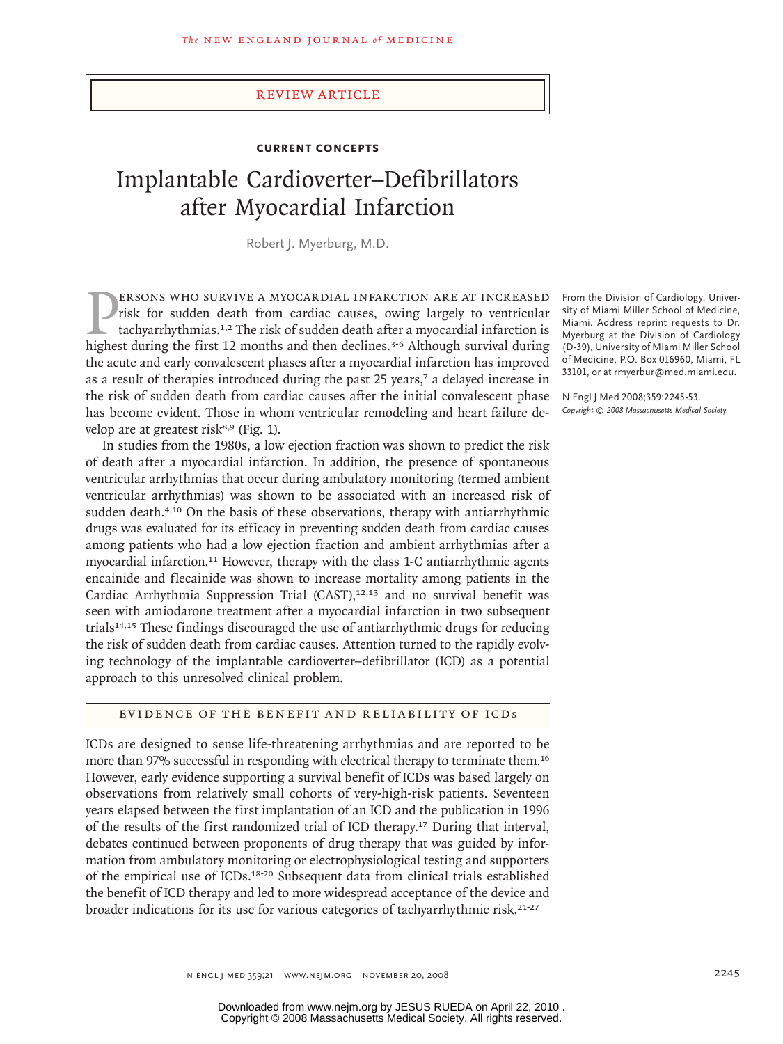Review Article

**Current Concepts**

# Implantable Cardioverter–Defibrillators after Myocardial Infarction

Robert J. Myerburg, M.D.

From the Division of Cardiology, University of Miami Miller School of Medicine, Miami. Address reprint requests to Dr. Myerburg at the Division of Cardiology (D-39), University of Miami Miller School of Medicine, P.O. Box 016960, Miami, FL 33101, or at rmyerbur@med.miami.edu.

N Engl J Med 2008;359:2245-53.
*Copyright © 2008 Massachusetts Medical Society.*

Persons who survive a myocardial infarction are at increased risk for sudden death from cardiac causes, owing largely to ventricular tachyarrhythmias.[1,2] The risk of sudden death after a myocardial infarction is highest during the first 12 months and then declines.[3-6] Although survival during the acute and early convalescent phases after a myocardial infarction has improved as a result of therapies introduced during the past 25 years,[7] a delayed increase in the risk of sudden death from cardiac causes after the initial convalescent phase has become evident. Those in whom ventricular remodeling and heart failure develop are at greatest risk[8,9] (Fig. 1).

In studies from the 1980s, a low ejection fraction was shown to predict the risk of death after a myocardial infarction. In addition, the presence of spontaneous ventricular arrhythmias that occur during ambulatory monitoring (termed ambient ventricular arrhythmias) was shown to be associated with an increased risk of sudden death.[4,10] On the basis of these observations, therapy with antiarrhythmic drugs was evaluated for its efficacy in preventing sudden death from cardiac causes among patients who had a low ejection fraction and ambient arrhythmias after a myocardial infarction.[11] However, therapy with the class 1-C antiarrhythmic agents encainide and flecainide was shown to increase mortality among patients in the Cardiac Arrhythmia Suppression Trial (CAST),[12,13] and no survival benefit was seen with amiodarone treatment after a myocardial infarction in two subsequent trials[14,15] These findings discouraged the use of antiarrhythmic drugs for reducing the risk of sudden death from cardiac causes. Attention turned to the rapidly evolving technology of the implantable cardioverter–defibrillator (ICD) as a potential approach to this unresolved clinical problem.

## Evidence of the Benefit and Reliability of ICDs

ICDs are designed to sense life-threatening arrhythmias and are reported to be more than 97% successful in responding with electrical therapy to terminate them.[16] However, early evidence supporting a survival benefit of ICDs was based largely on observations from relatively small cohorts of very-high-risk patients. Seventeen years elapsed between the first implantation of an ICD and the publication in 1996 of the results of the first randomized trial of ICD therapy.[17] During that interval, debates continued between proponents of drug therapy that was guided by information from ambulatory monitoring or electrophysiological testing and supporters of the empirical use of ICDs.[18-20] Subsequent data from clinical trials established the benefit of ICD therapy and led to more widespread acceptance of the device and broader indications for its use for various categories of tachyarrhythmic risk.[21-27]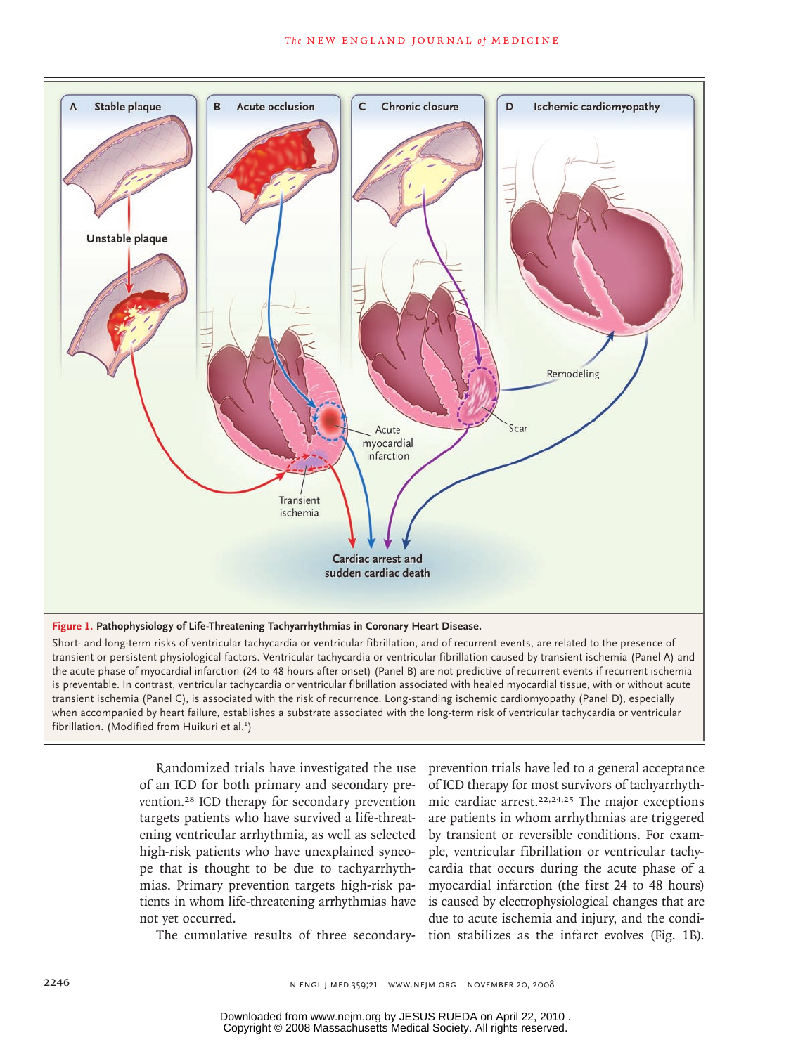A Stable plaque

Unstable plaque

B Acute occlusion

C Chronic closure

D Ischemic cardiomyopathy

Acute myocardial infarction

Transient ischemia

Scar

Remodeling

Cardiac arrest and sudden cardiac death

**Figure 1. Pathophysiology of Life-Threatening Tachyarrhythmias in Coronary Heart Disease.**

Short- and long-term risks of ventricular tachycardia or ventricular fibrillation, and of recurrent events, are related to the presence of transient or persistent physiological factors. Ventricular tachycardia or ventricular fibrillation caused by transient ischemia (Panel A) and the acute phase of myocardial infarction (24 to 48 hours after onset) (Panel B) are not predictive of recurrent events if recurrent ischemia is preventable. In contrast, ventricular tachycardia or ventricular fibrillation associated with healed myocardial tissue, with or without acute transient ischemia (Panel C), is associated with the risk of recurrence. Long-standing ischemic cardiomyopathy (Panel D), especially when accompanied by heart failure, establishes a substrate associated with the long-term risk of ventricular tachycardia or ventricular fibrillation. (Modified from Huikuri et al.[1])

Randomized trials have investigated the use of an ICD for both primary and secondary prevention.[28] ICD therapy for secondary prevention targets patients who have survived a life-threatening ventricular arrhythmia, as well as selected high-risk patients who have unexplained syncope that is thought to be due to tachyarrhythmias. Primary prevention targets high-risk patients in whom life-threatening arrhythmias have not yet occurred.

The cumulative results of three secondary-prevention trials have led to a general acceptance of ICD therapy for most survivors of tachyarrhythmic cardiac arrest.[22,24,25] The major exceptions are patients in whom arrhythmias are triggered by transient or reversible conditions. For example, ventricular fibrillation or ventricular tachycardia that occurs during the acute phase of a myocardial infarction (the first 24 to 48 hours) is caused by electrophysiological changes that are due to acute ischemia and injury, and the condition stabilizes as the infarct evolves (Fig. 1B).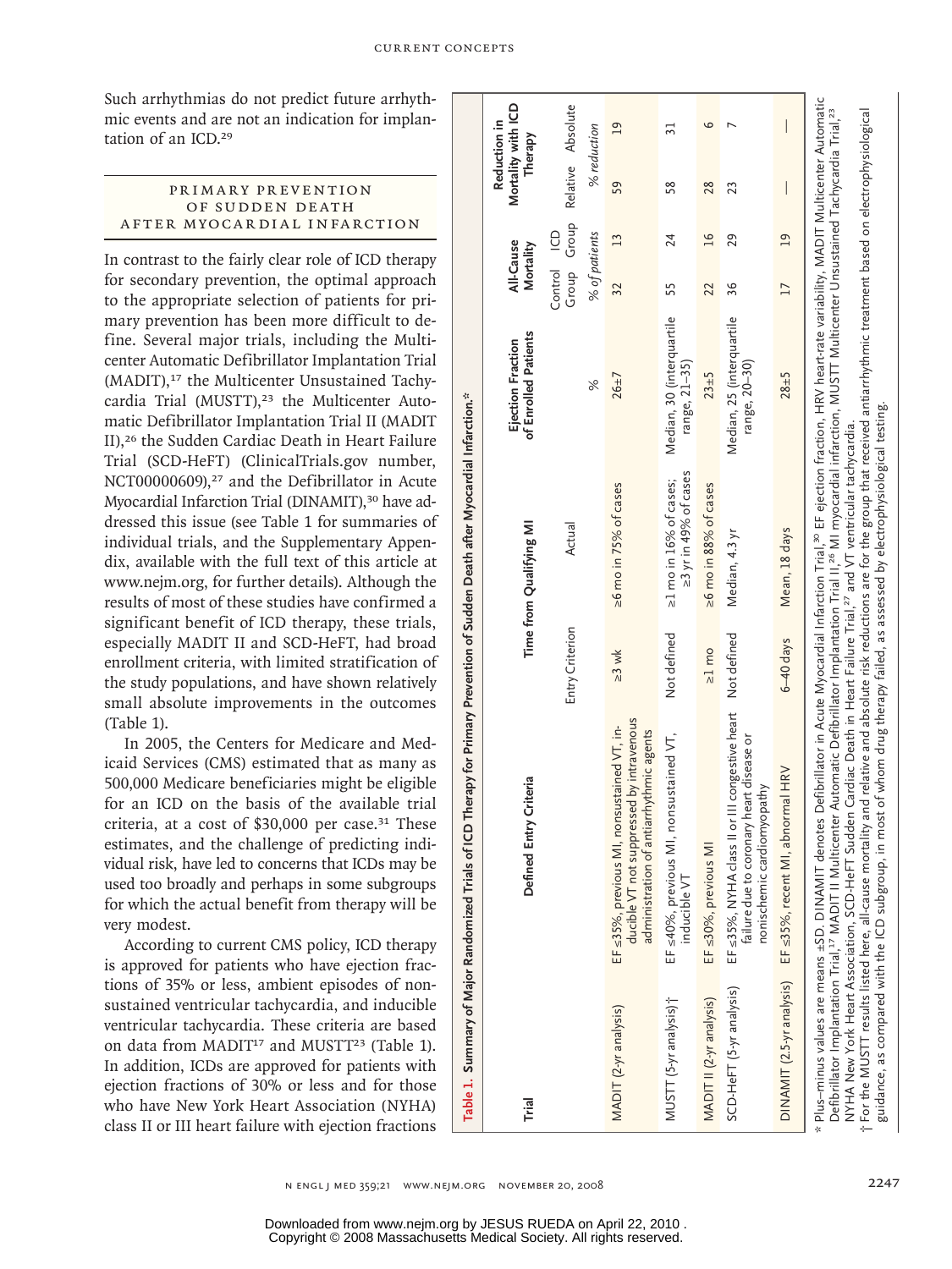Such arrhythmias do not predict future arrhythmic events and are not an indication for implantation of an ICD.[29]

## PRIMARY PREVENTION OF SUDDEN DEATH AFTER MYOCARDIAL INFARCTION

In contrast to the fairly clear role of ICD therapy for secondary prevention, the optimal approach to the appropriate selection of patients for primary prevention has been more difficult to define. Several major trials, including the Multicenter Automatic Defibrillator Implantation Trial (MADIT),[17] the Multicenter Unsustained Tachycardia Trial (MUSTT),[23] the Multicenter Automatic Defibrillator Implantation Trial II (MADIT II),[26] the Sudden Cardiac Death in Heart Failure Trial (SCD-HeFT) (ClinicalTrials.gov number, NCT00000609),[27] and the Defibrillator in Acute Myocardial Infarction Trial (DINAMIT),[30] have addressed this issue (see Table 1 for summaries of individual trials, and the Supplementary Appendix, available with the full text of this article at www.nejm.org, for further details). Although the results of most of these studies have confirmed a significant benefit of ICD therapy, these trials, especially MADIT II and SCD-HeFT, had broad enrollment criteria, with limited stratification of the study populations, and have shown relatively small absolute improvements in the outcomes (Table 1).

In 2005, the Centers for Medicare and Medicaid Services (CMS) estimated that as many as 500,000 Medicare beneficiaries might be eligible for an ICD on the basis of the available trial criteria, at a cost of $30,000 per case.[31] These estimates, and the challenge of predicting individual risk, have led to concerns that ICDs may be used too broadly and perhaps in some subgroups for which the actual benefit from therapy will be very modest.

According to current CMS policy, ICD therapy is approved for patients who have ejection fractions of 35% or less, ambient episodes of nonsustained ventricular tachycardia, and inducible ventricular tachycardia. These criteria are based on data from MADIT[17] and MUSTT[23] (Table 1). In addition, ICDs are approved for patients with ejection fractions of 30% or less and for those who have New York Heart Association (NYHA) class II or III heart failure with ejection fractions

**Table 1. Summary of Major Randomized Trials of ICD Therapy for Primary Prevention of Sudden Death after Myocardial Infarction.***

| Trial | Defined Entry Criteria | Time from Qualifying MI | | Ejection Fraction of Enrolled Patients | All-Cause Mortality | | Reduction in Mortality with ICD Therapy | |
|---|---|---|---|---|---|---|---|---|
| | | Entry Criterion | Actual | | Control Group | ICD Group | Relative | Absolute |
| | | | | % | % of patients | | % reduction | |
| MADIT (2-yr analysis) | EF ≤35%, previous MI, nonsustained VT, inducible VT not suppressed by intravenous administration of antiarrhythmic agents | ≥3 wk | ≥6 mo in 75% of cases | 26±7 | 32 | 13 | 59 | 19 |
| MUSTT (5-yr analysis)† | EF ≤40%, previous MI, nonsustained VT, inducible VT | Not defined | ≥1 mo in 16% of cases; ≥3 yr in 49% of cases | Median, 30 (interquartile range, 21–35) | 55 | 24 | 58 | 31 |
| MADIT II (2-yr analysis) | EF ≤30%, previous MI | ≥1 mo | ≥6 mo in 88% of cases | 23±5 | 22 | 16 | 28 | 6 |
| SCD-HeFT (5-yr analysis) | EF ≤35%, NYHA class II or III congestive heart failure due to coronary heart disease or nonischemic cardiomyopathy | Not defined | Median, 4.3 yr | Median, 25 (interquartile range, 20–30) | 36 | 29 | 23 | 7 |
| DINAMIT (2.5-yr analysis) | EF ≤35%, recent MI, abnormal HRV | 6–40 days | Mean, 18 days | 28±5 | 17 | 19 | — | — |

\* Plus–minus values are means ±SD. DINAMIT denotes Defibrillator in Acute Myocardial Infarction Trial,[30] EF ejection fraction, HRV heart-rate variability, MADIT Multicenter Automatic Defibrillator Implantation Trial,[17] MADIT II Multicenter Automatic Defibrillator Implantation Trial II,[26] MI myocardial infarction, MUSTT Multicenter Unsustained Tachycardia Trial,[23] NYHA New York Heart Association, SCD-HeFT Sudden Cardiac Death in Heart Failure Trial,[27] and VT ventricular tachycardia.

† For the MUSTT results listed here, all-cause mortality and relative and absolute risk reductions are for the group that received antiarrhythmic treatment based on electrophysiological guidance, as compared with the ICD subgroup, in most of whom drug therapy failed, as assessed by electrophysiological testing.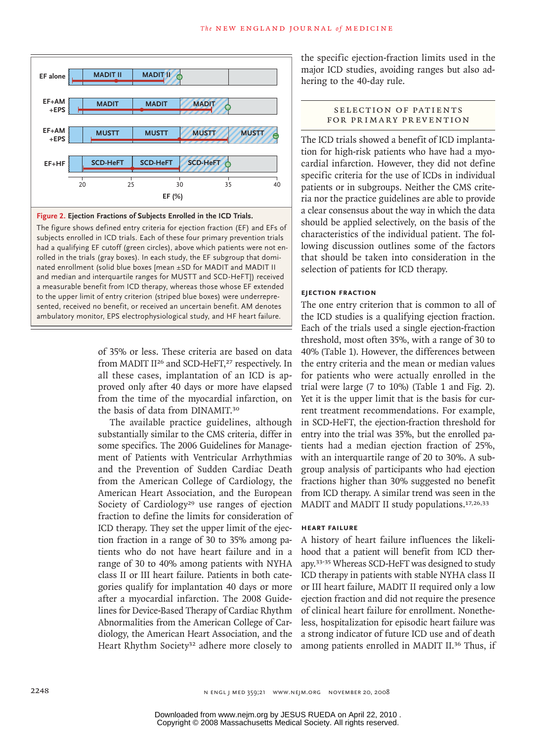EF alone
MADIT II
MADIT II

EF+AM +EPS
MADIT
MADIT
MADIT

EF+AM +EPS
MUSTT
MUSTT
MUSTT
MUSTT

EF+HF
SCD-HeFT
SCD-HeFT
SCD-HeFT

20
25
30
35
40

EF (%)

**Figure 2. Ejection Fractions of Subjects Enrolled in the ICD Trials.**

The figure shows defined entry criteria for ejection fraction (EF) and EFs of subjects enrolled in ICD trials. Each of these four primary prevention trials had a qualifying EF cutoff (green circles), above which patients were not enrolled in the trials (gray boxes). In each study, the EF subgroup that dominated enrollment (solid blue boxes [mean ±SD for MADIT and MADIT II and median and interquartile ranges for MUSTT and SCD-HeFT]) received a measurable benefit from ICD therapy, whereas those whose EF extended to the upper limit of entry criterion (striped blue boxes) were underrepresented, received no benefit, or received an uncertain benefit. AM denotes ambulatory monitor, EPS electrophysiological study, and HF heart failure.

of 35% or less. These criteria are based on data from MADIT II[26] and SCD-HeFT,[27] respectively. In all these cases, implantation of an ICD is approved only after 40 days or more have elapsed from the time of the myocardial infarction, on the basis of data from DINAMIT.[30]

The available practice guidelines, although substantially similar to the CMS criteria, differ in some specifics. The 2006 Guidelines for Management of Patients with Ventricular Arrhythmias and the Prevention of Sudden Cardiac Death from the American College of Cardiology, the American Heart Association, and the European Society of Cardiology[29] use ranges of ejection fraction to define the limits for consideration of ICD therapy. They set the upper limit of the ejection fraction in a range of 30 to 35% among patients who do not have heart failure and in a range of 30 to 40% among patients with NYHA class II or III heart failure. Patients in both categories qualify for implantation 40 days or more after a myocardial infarction. The 2008 Guidelines for Device-Based Therapy of Cardiac Rhythm Abnormalities from the American College of Cardiology, the American Heart Association, and the Heart Rhythm Society[32] adhere more closely to the specific ejection-fraction limits used in the major ICD studies, avoiding ranges but also adhering to the 40-day rule.

## SELECTION OF PATIENTS FOR PRIMARY PREVENTION

The ICD trials showed a benefit of ICD implantation for high-risk patients who have had a myocardial infarction. However, they did not define specific criteria for the use of ICDs in individual patients or in subgroups. Neither the CMS criteria nor the practice guidelines are able to provide a clear consensus about the way in which the data should be applied selectively, on the basis of the characteristics of the individual patient. The following discussion outlines some of the factors that should be taken into consideration in the selection of patients for ICD therapy.

### EJECTION FRACTION

The one entry criterion that is common to all of the ICD studies is a qualifying ejection fraction. Each of the trials used a single ejection-fraction threshold, most often 35%, with a range of 30 to 40% (Table 1). However, the differences between the entry criteria and the mean or median values for patients who were actually enrolled in the trial were large (7 to 10%) (Table 1 and Fig. 2). Yet it is the upper limit that is the basis for current treatment recommendations. For example, in SCD-HeFT, the ejection-fraction threshold for entry into the trial was 35%, but the enrolled patients had a median ejection fraction of 25%, with an interquartile range of 20 to 30%. A subgroup analysis of participants who had ejection fractions higher than 30% suggested no benefit from ICD therapy. A similar trend was seen in the MADIT and MADIT II study populations.[17,26,33]

### HEART FAILURE

A history of heart failure influences the likelihood that a patient will benefit from ICD therapy.[33-35] Whereas SCD-HeFT was designed to study ICD therapy in patients with stable NYHA class II or III heart failure, MADIT II required only a low ejection fraction and did not require the presence of clinical heart failure for enrollment. Nonetheless, hospitalization for episodic heart failure was a strong indicator of future ICD use and of death among patients enrolled in MADIT II.[36] Thus, if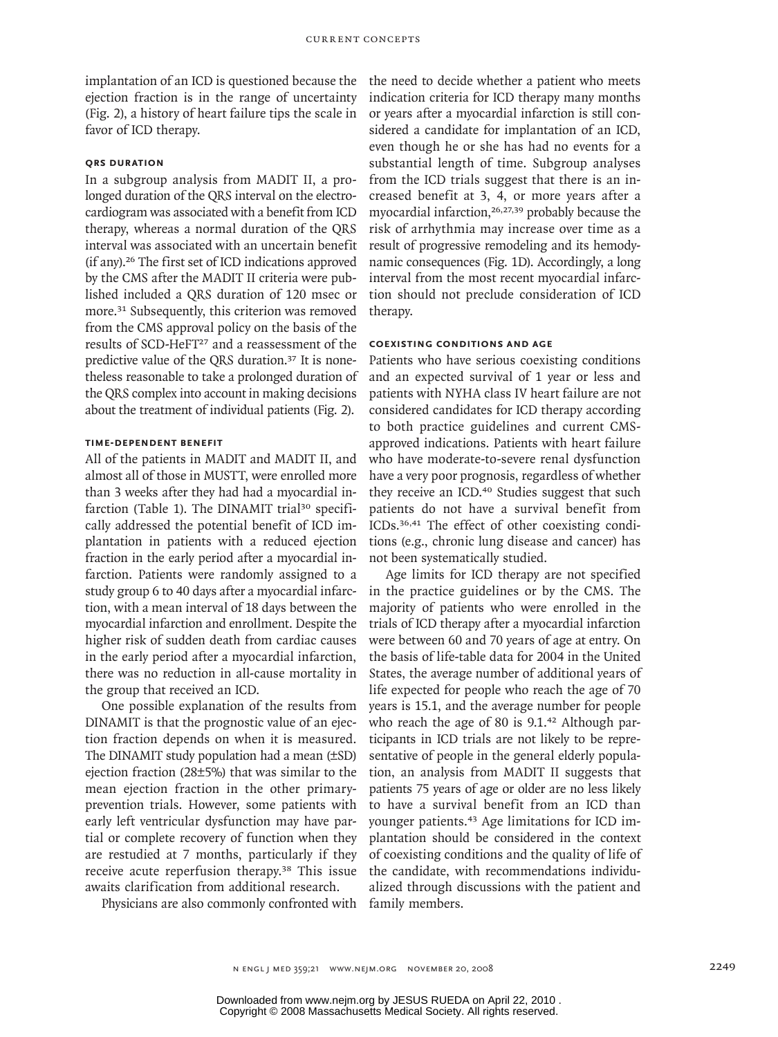implantation of an ICD is questioned because the ejection fraction is in the range of uncertainty (Fig. 2), a history of heart failure tips the scale in favor of ICD therapy.

### QRS DURATION

In a subgroup analysis from MADIT II, a prolonged duration of the QRS interval on the electrocardiogram was associated with a benefit from ICD therapy, whereas a normal duration of the QRS interval was associated with an uncertain benefit (if any).[26] The first set of ICD indications approved by the CMS after the MADIT II criteria were published included a QRS duration of 120 msec or more.[31] Subsequently, this criterion was removed from the CMS approval policy on the basis of the results of SCD-HeFT[27] and a reassessment of the predictive value of the QRS duration.[37] It is nonetheless reasonable to take a prolonged duration of the QRS complex into account in making decisions about the treatment of individual patients (Fig. 2).

### TIME-DEPENDENT BENEFIT

All of the patients in MADIT and MADIT II, and almost all of those in MUSTT, were enrolled more than 3 weeks after they had had a myocardial infarction (Table 1). The DINAMIT trial[30] specifically addressed the potential benefit of ICD implantation in patients with a reduced ejection fraction in the early period after a myocardial infarction. Patients were randomly assigned to a study group 6 to 40 days after a myocardial infarction, with a mean interval of 18 days between the myocardial infarction and enrollment. Despite the higher risk of sudden death from cardiac causes in the early period after a myocardial infarction, there was no reduction in all-cause mortality in the group that received an ICD.

One possible explanation of the results from DINAMIT is that the prognostic value of an ejection fraction depends on when it is measured. The DINAMIT study population had a mean (±SD) ejection fraction (28±5%) that was similar to the mean ejection fraction in the other primary-prevention trials. However, some patients with early left ventricular dysfunction may have partial or complete recovery of function when they are restudied at 7 months, particularly if they receive acute reperfusion therapy.[38] This issue awaits clarification from additional research.

Physicians are also commonly confronted with the need to decide whether a patient who meets indication criteria for ICD therapy many months or years after a myocardial infarction is still considered a candidate for implantation of an ICD, even though he or she has had no events for a substantial length of time. Subgroup analyses from the ICD trials suggest that there is an increased benefit at 3, 4, or more years after a myocardial infarction,[26,27,39] probably because the risk of arrhythmia may increase over time as a result of progressive remodeling and its hemodynamic consequences (Fig. 1D). Accordingly, a long interval from the most recent myocardial infarction should not preclude consideration of ICD therapy.

### COEXISTING CONDITIONS AND AGE

Patients who have serious coexisting conditions and an expected survival of 1 year or less and patients with NYHA class IV heart failure are not considered candidates for ICD therapy according to both practice guidelines and current CMS-approved indications. Patients with heart failure who have moderate-to-severe renal dysfunction have a very poor prognosis, regardless of whether they receive an ICD.[40] Studies suggest that such patients do not have a survival benefit from ICDs.[36,41] The effect of other coexisting conditions (e.g., chronic lung disease and cancer) has not been systematically studied.

Age limits for ICD therapy are not specified in the practice guidelines or by the CMS. The majority of patients who were enrolled in the trials of ICD therapy after a myocardial infarction were between 60 and 70 years of age at entry. On the basis of life-table data for 2004 in the United States, the average number of additional years of life expected for people who reach the age of 70 years is 15.1, and the average number for people who reach the age of 80 is 9.1.[42] Although participants in ICD trials are not likely to be representative of people in the general elderly population, an analysis from MADIT II suggests that patients 75 years of age or older are no less likely to have a survival benefit from an ICD than younger patients.[43] Age limitations for ICD implantation should be considered in the context of coexisting conditions and the quality of life of the candidate, with recommendations individualized through discussions with the patient and family members.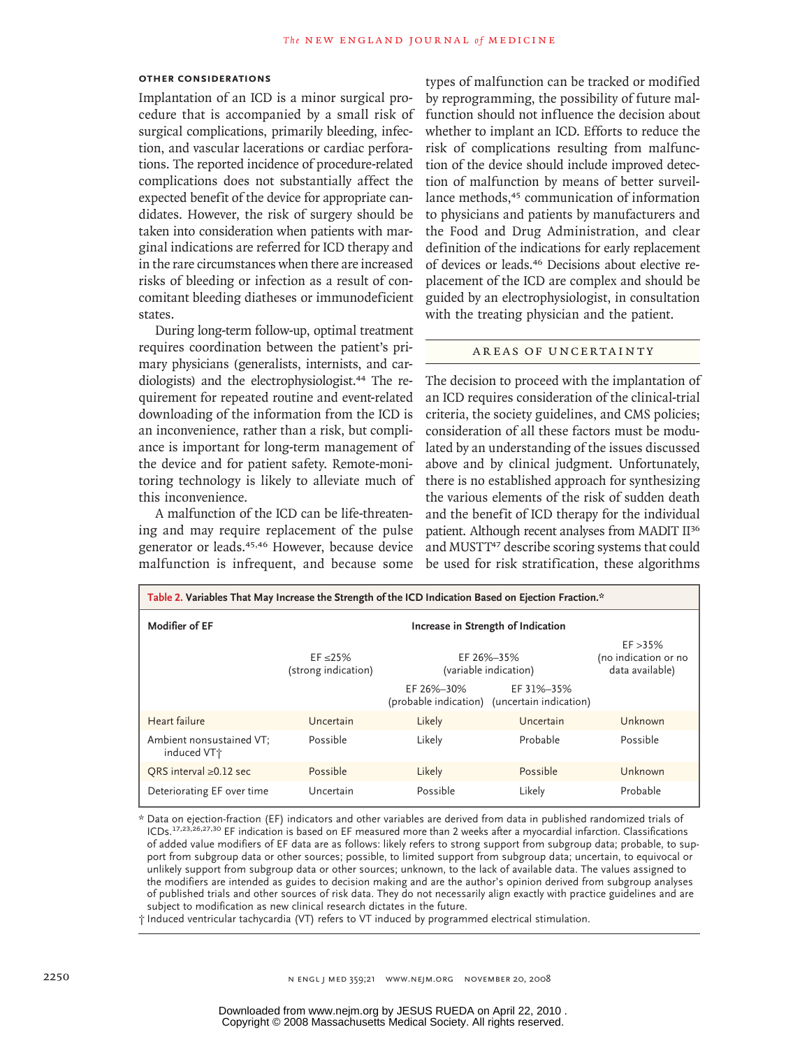### OTHER CONSIDERATIONS

Implantation of an ICD is a minor surgical procedure that is accompanied by a small risk of surgical complications, primarily bleeding, infection, and vascular lacerations or cardiac perforations. The reported incidence of procedure-related complications does not substantially affect the expected benefit of the device for appropriate candidates. However, the risk of surgery should be taken into consideration when patients with marginal indications are referred for ICD therapy and in the rare circumstances when there are increased risks of bleeding or infection as a result of concomitant bleeding diatheses or immunodeficient states.

During long-term follow-up, optimal treatment requires coordination between the patient's primary physicians (generalists, internists, and cardiologists) and the electrophysiologist.[44] The requirement for repeated routine and event-related downloading of the information from the ICD is an inconvenience, rather than a risk, but compliance is important for long-term management of the device and for patient safety. Remote-monitoring technology is likely to alleviate much of this inconvenience.

A malfunction of the ICD can be life-threatening and may require replacement of the pulse generator or leads.[45,46] However, because device malfunction is infrequent, and because some types of malfunction can be tracked or modified by reprogramming, the possibility of future malfunction should not influence the decision about whether to implant an ICD. Efforts to reduce the risk of complications resulting from malfunction of the device should include improved detection of malfunction by means of better surveillance methods,[45] communication of information to physicians and patients by manufacturers and the Food and Drug Administration, and clear definition of the indications for early replacement of devices or leads.[46] Decisions about elective replacement of the ICD are complex and should be guided by an electrophysiologist, in consultation with the treating physician and the patient.

## AREAS OF UNCERTAINTY

The decision to proceed with the implantation of an ICD requires consideration of the clinical-trial criteria, the society guidelines, and CMS policies; consideration of all these factors must be modulated by an understanding of the issues discussed above and by clinical judgment. Unfortunately, there is no established approach for synthesizing the various elements of the risk of sudden death and the benefit of ICD therapy for the individual patient. Although recent analyses from MADIT II[36] and MUSTT[47] describe scoring systems that could be used for risk stratification, these algorithms

**Table 2. Variables That May Increase the Strength of the ICD Indication Based on Ejection Fraction.***

| Modifier of EF | Increase in Strength of Indication | | | |
|---|---|---|---|---|
| | EF ≤25% (strong indication) | EF 26%–35% (variable indication) | | EF >35% (no indication or no data available) |
| | | EF 26%–30% (probable indication) | EF 31%–35% (uncertain indication) | |
| Heart failure | Uncertain | Likely | Uncertain | Unknown |
| Ambient nonsustained VT; induced VT† | Possible | Likely | Probable | Possible |
| QRS interval ≥0.12 sec | Possible | Likely | Possible | Unknown |
| Deteriorating EF over time | Uncertain | Possible | Likely | Probable |

\* Data on ejection-fraction (EF) indicators and other variables are derived from data in published randomized trials of ICDs.[17,23,26,27,30] EF indication is based on EF measured more than 2 weeks after a myocardial infarction. Classifications of added value modifiers of EF data are as follows: likely refers to strong support from subgroup data; probable, to support from subgroup data or other sources; possible, to limited support from subgroup data; uncertain, to equivocal or unlikely support from subgroup data or other sources; unknown, to the lack of available data. The values assigned to the modifiers are intended as guides to decision making and are the author's opinion derived from subgroup analyses of published trials and other sources of risk data. They do not necessarily align exactly with practice guidelines and are subject to modification as new clinical research dictates in the future.

† Induced ventricular tachycardia (VT) refers to VT induced by programmed electrical stimulation.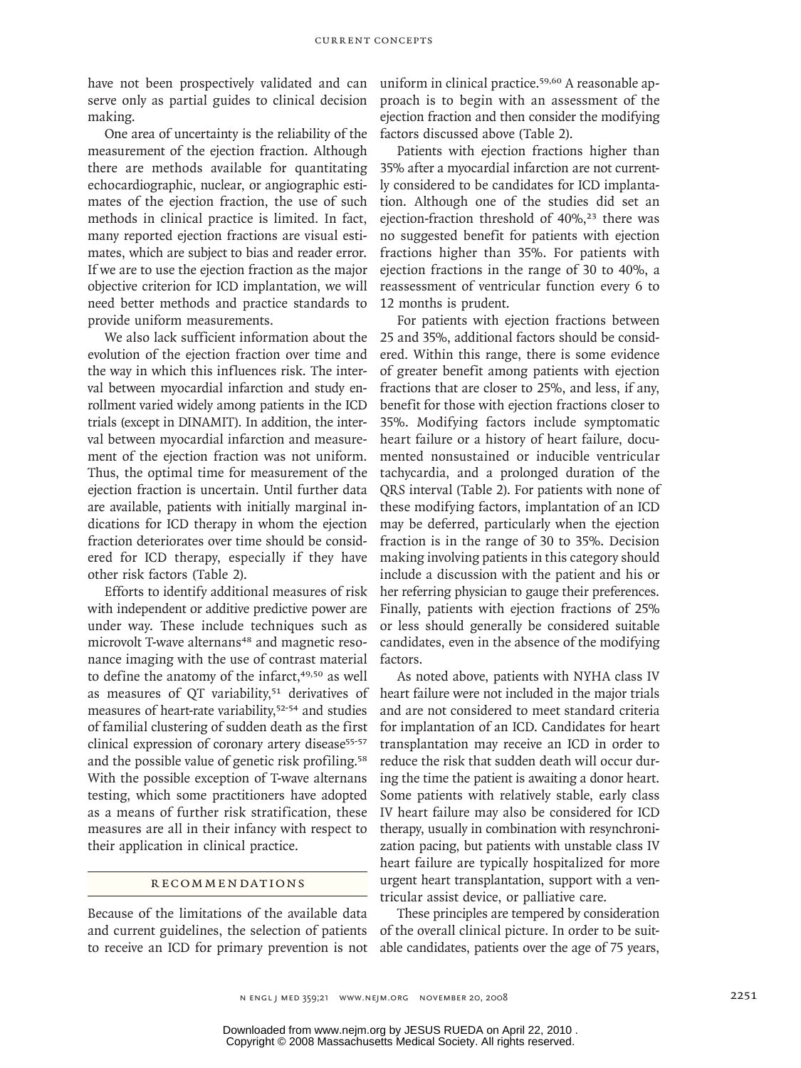have not been prospectively validated and can serve only as partial guides to clinical decision making.

One area of uncertainty is the reliability of the measurement of the ejection fraction. Although there are methods available for quantitating echocardiographic, nuclear, or angiographic estimates of the ejection fraction, the use of such methods in clinical practice is limited. In fact, many reported ejection fractions are visual estimates, which are subject to bias and reader error. If we are to use the ejection fraction as the major objective criterion for ICD implantation, we will need better methods and practice standards to provide uniform measurements.

We also lack sufficient information about the evolution of the ejection fraction over time and the way in which this influences risk. The interval between myocardial infarction and study enrollment varied widely among patients in the ICD trials (except in DINAMIT). In addition, the interval between myocardial infarction and measurement of the ejection fraction was not uniform. Thus, the optimal time for measurement of the ejection fraction is uncertain. Until further data are available, patients with initially marginal indications for ICD therapy in whom the ejection fraction deteriorates over time should be considered for ICD therapy, especially if they have other risk factors (Table 2).

Efforts to identify additional measures of risk with independent or additive predictive power are under way. These include techniques such as microvolt T-wave alternans[48] and magnetic resonance imaging with the use of contrast material to define the anatomy of the infarct,[49,50] as well as measures of QT variability,[51] derivatives of measures of heart-rate variability,[52-54] and studies of familial clustering of sudden death as the first clinical expression of coronary artery disease[55-57] and the possible value of genetic risk profiling.[58] With the possible exception of T-wave alternans testing, which some practitioners have adopted as a means of further risk stratification, these measures are all in their infancy with respect to their application in clinical practice.

## Recommendations

Because of the limitations of the available data and current guidelines, the selection of patients to receive an ICD for primary prevention is not uniform in clinical practice.[59,60] A reasonable approach is to begin with an assessment of the ejection fraction and then consider the modifying factors discussed above (Table 2).

Patients with ejection fractions higher than 35% after a myocardial infarction are not currently considered to be candidates for ICD implantation. Although one of the studies did set an ejection-fraction threshold of 40%,[23] there was no suggested benefit for patients with ejection fractions higher than 35%. For patients with ejection fractions in the range of 30 to 40%, a reassessment of ventricular function every 6 to 12 months is prudent.

For patients with ejection fractions between 25 and 35%, additional factors should be considered. Within this range, there is some evidence of greater benefit among patients with ejection fractions that are closer to 25%, and less, if any, benefit for those with ejection fractions closer to 35%. Modifying factors include symptomatic heart failure or a history of heart failure, documented nonsustained or inducible ventricular tachycardia, and a prolonged duration of the QRS interval (Table 2). For patients with none of these modifying factors, implantation of an ICD may be deferred, particularly when the ejection fraction is in the range of 30 to 35%. Decision making involving patients in this category should include a discussion with the patient and his or her referring physician to gauge their preferences. Finally, patients with ejection fractions of 25% or less should generally be considered suitable candidates, even in the absence of the modifying factors.

As noted above, patients with NYHA class IV heart failure were not included in the major trials and are not considered to meet standard criteria for implantation of an ICD. Candidates for heart transplantation may receive an ICD in order to reduce the risk that sudden death will occur during the time the patient is awaiting a donor heart. Some patients with relatively stable, early class IV heart failure may also be considered for ICD therapy, usually in combination with resynchronization pacing, but patients with unstable class IV heart failure are typically hospitalized for more urgent heart transplantation, support with a ventricular assist device, or palliative care.

These principles are tempered by consideration of the overall clinical picture. In order to be suitable candidates, patients over the age of 75 years,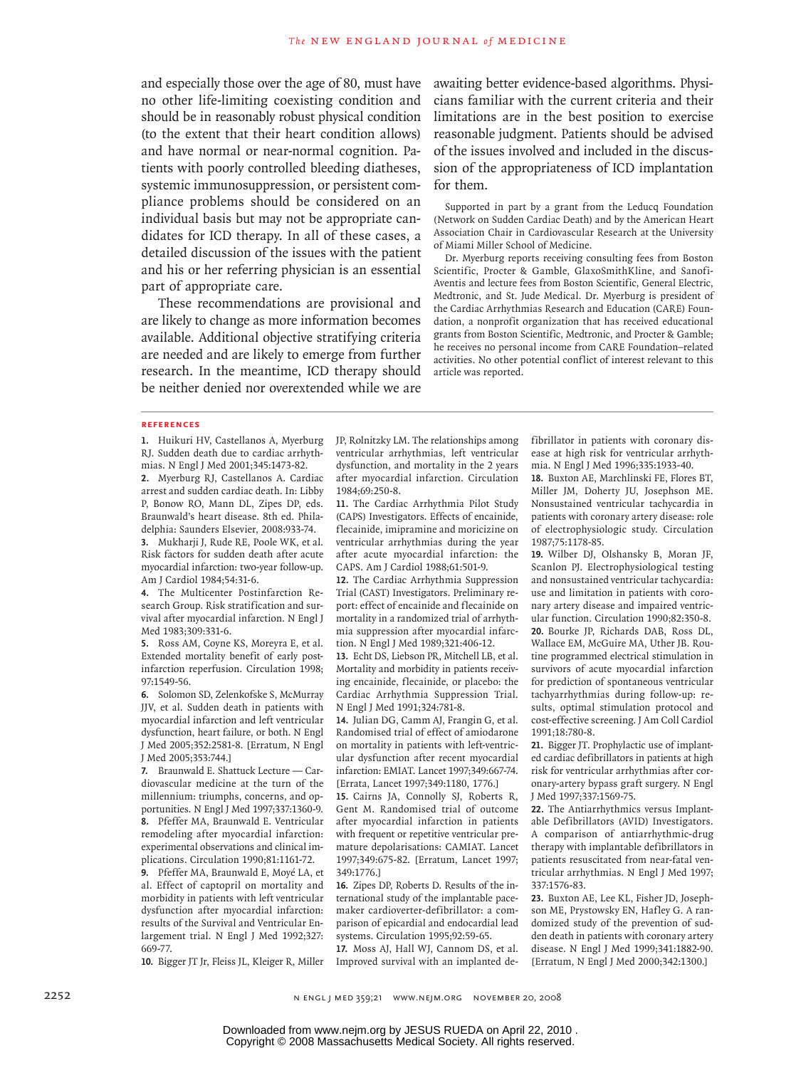and especially those over the age of 80, must have no other life-limiting coexisting condition and should be in reasonably robust physical condition (to the extent that their heart condition allows) and have normal or near-normal cognition. Patients with poorly controlled bleeding diatheses, systemic immunosuppression, or persistent compliance problems should be considered on an individual basis but may not be appropriate candidates for ICD therapy. In all of these cases, a detailed discussion of the issues with the patient and his or her referring physician is an essential part of appropriate care.

These recommendations are provisional and are likely to change as more information becomes available. Additional objective stratifying criteria are needed and are likely to emerge from further research. In the meantime, ICD therapy should be neither denied nor overextended while we are awaiting better evidence-based algorithms. Physicians familiar with the current criteria and their limitations are in the best position to exercise reasonable judgment. Patients should be advised of the issues involved and included in the discussion of the appropriateness of ICD implantation for them.

Supported in part by a grant from the Leducq Foundation (Network on Sudden Cardiac Death) and by the American Heart Association Chair in Cardiovascular Research at the University of Miami Miller School of Medicine.

Dr. Myerburg reports receiving consulting fees from Boston Scientific, Procter & Gamble, GlaxoSmithKline, and Sanofi-Aventis and lecture fees from Boston Scientific, General Electric, Medtronic, and St. Jude Medical. Dr. Myerburg is president of the Cardiac Arrhythmias Research and Education (CARE) Foundation, a nonprofit organization that has received educational grants from Boston Scientific, Medtronic, and Procter & Gamble; he receives no personal income from CARE Foundation–related activities. No other potential conflict of interest relevant to this article was reported.

## References

1. Huikuri HV, Castellanos A, Myerburg RJ. Sudden death due to cardiac arrhythmias. N Engl J Med 2001;345:1473-82.
2. Myerburg RJ, Castellanos A. Cardiac arrest and sudden cardiac death. In: Libby P, Bonow RO, Mann DL, Zipes DP, eds. Braunwald's heart disease. 8th ed. Philadelphia: Saunders Elsevier, 2008:933-74.
3. Mukharji J, Rude RE, Poole WK, et al. Risk factors for sudden death after acute myocardial infarction: two-year follow-up. Am J Cardiol 1984;54:31-6.
4. The Multicenter Postinfarction Research Group. Risk stratification and survival after myocardial infarction. N Engl J Med 1983;309:331-6.
5. Ross AM, Coyne KS, Moreyra E, et al. Extended mortality benefit of early postinfarction reperfusion. Circulation 1998;97:1549-56.
6. Solomon SD, Zelenkofske S, McMurray JJV, et al. Sudden death in patients with myocardial infarction and left ventricular dysfunction, heart failure, or both. N Engl J Med 2005;352:2581-8. [Erratum, N Engl J Med 2005;353:744.]
7. Braunwald E. Shattuck Lecture — Cardiovascular medicine at the turn of the millennium: triumphs, concerns, and opportunities. N Engl J Med 1997;337:1360-9.
8. Pfeffer MA, Braunwald E. Ventricular remodeling after myocardial infarction: experimental observations and clinical implications. Circulation 1990;81:1161-72.
9. Pfeffer MA, Braunwald E, Moyé LA, et al. Effect of captopril on mortality and morbidity in patients with left ventricular dysfunction after myocardial infarction: results of the Survival and Ventricular Enlargement trial. N Engl J Med 1992;327:669-77.
10. Bigger JT Jr, Fleiss JL, Kleiger R, Miller JP, Rolnitzky LM. The relationships among ventricular arrhythmias, left ventricular dysfunction, and mortality in the 2 years after myocardial infarction. Circulation 1984;69:250-8.
11. The Cardiac Arrhythmia Pilot Study (CAPS) Investigators. Effects of encainide, flecainide, imipramine and moricizine on ventricular arrhythmias during the year after acute myocardial infarction: the CAPS. Am J Cardiol 1988;61:501-9.
12. The Cardiac Arrhythmia Suppression Trial (CAST) Investigators. Preliminary report: effect of encainide and flecainide on mortality in a randomized trial of arrhythmia suppression after myocardial infarction. N Engl J Med 1989;321:406-12.
13. Echt DS, Liebson PR, Mitchell LB, et al. Mortality and morbidity in patients receiving encainide, flecainide, or placebo: the Cardiac Arrhythmia Suppression Trial. N Engl J Med 1991;324:781-8.
14. Julian DG, Camm AJ, Frangin G, et al. Randomised trial of effect of amiodarone on mortality in patients with left-ventricular dysfunction after recent myocardial infarction: EMIAT. Lancet 1997;349:667-74. [Errata, Lancet 1997;349:1180, 1776.]
15. Cairns JA, Connolly SJ, Roberts R, Gent M. Randomised trial of outcome after myocardial infarction in patients with frequent or repetitive ventricular premature depolarisations: CAMIAT. Lancet 1997;349:675-82. [Erratum, Lancet 1997;349:1776.]
16. Zipes DP, Roberts D. Results of the international study of the implantable pacemaker cardioverter-defibrillator: a comparison of epicardial and endocardial lead systems. Circulation 1995;92:59-65.
17. Moss AJ, Hall WJ, Cannom DS, et al. Improved survival with an implanted defibrillator in patients with coronary disease at high risk for ventricular arrhythmia. N Engl J Med 1996;335:1933-40.
18. Buxton AE, Marchlinski FE, Flores BT, Miller JM, Doherty JU, Josephson ME. Nonsustained ventricular tachycardia in patients with coronary artery disease: role of electrophysiologic study. Circulation 1987;75:1178-85.
19. Wilber DJ, Olshansky B, Moran JF, Scanlon PJ. Electrophysiological testing and nonsustained ventricular tachycardia: use and limitation in patients with coronary artery disease and impaired ventricular function. Circulation 1990;82:350-8.
20. Bourke JP, Richards DAB, Ross DL, Wallace EM, McGuire MA, Uther JB. Routine programmed electrical stimulation in survivors of acute myocardial infarction for prediction of spontaneous ventricular tachyarrhythmias during follow-up: results, optimal stimulation protocol and cost-effective screening. J Am Coll Cardiol 1991;18:780-8.
21. Bigger JT. Prophylactic use of implanted cardiac defibrillators in patients at high risk for ventricular arrhythmias after coronary-artery bypass graft surgery. N Engl J Med 1997;337:1569-75.
22. The Antiarrhythmics versus Implantable Defibrillators (AVID) Investigators. A comparison of antiarrhythmic-drug therapy with implantable defibrillators in patients resuscitated from near-fatal ventricular arrhythmias. N Engl J Med 1997;337:1576-83.
23. Buxton AE, Lee KL, Fisher JD, Josephson ME, Prystowsky EN, Hafley G. A randomized study of the prevention of sudden death in patients with coronary artery disease. N Engl J Med 1999;341:1882-90. [Erratum, N Engl J Med 2000;342:1300.]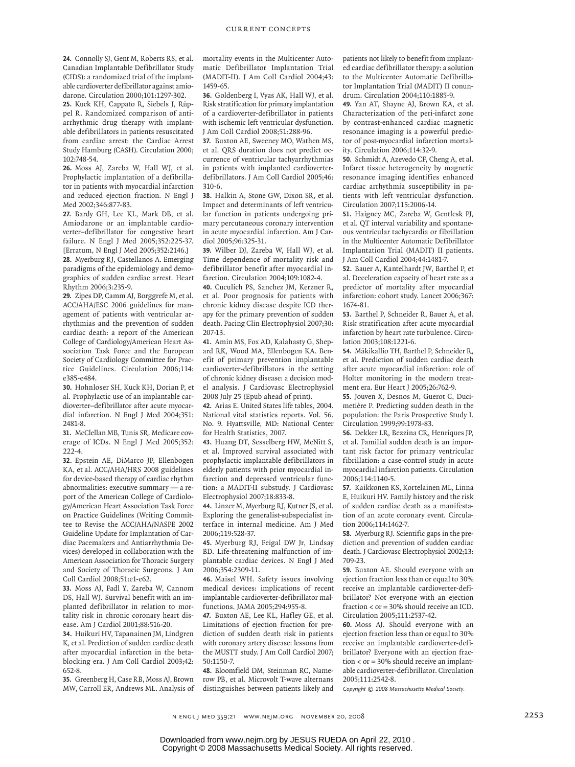24. Connolly SJ, Gent M, Roberts RS, et al. Canadian Implantable Defibrillator Study (CIDS): a randomized trial of the implantable cardioverter defibrillator against amiodarone. Circulation 2000;101:1297-302.

25. Kuck KH, Cappato R, Siebels J, Rüppel R. Randomized comparison of antiarrhythmic drug therapy with implantable defibrillators in patients resuscitated from cardiac arrest: the Cardiac Arrest Study Hamburg (CASH). Circulation 2000; 102:748-54.

26. Moss AJ, Zareba W, Hall WJ, et al. Prophylactic implantation of a defibrillator in patients with myocardial infarction and reduced ejection fraction. N Engl J Med 2002;346:877-83.

27. Bardy GH, Lee KL, Mark DB, et al. Amiodarone or an implantable cardioverter–defibrillator for congestive heart failure. N Engl J Med 2005;352:225-37. [Erratum, N Engl J Med 2005;352:2146.]

28. Myerburg RJ, Castellanos A. Emerging paradigms of the epidemiology and demographics of sudden cardiac arrest. Heart Rhythm 2006;3:235-9.

29. Zipes DP, Camm AJ, Borggrefe M, et al. ACC/AHA/ESC 2006 guidelines for management of patients with ventricular arrhythmias and the prevention of sudden cardiac death: a report of the American College of Cardiology/American Heart Association Task Force and the European Society of Cardiology Committee for Practice Guidelines. Circulation 2006;114: e385-e484.

30. Hohnloser SH, Kuck KH, Dorian P, et al. Prophylactic use of an implantable cardioverter–defibrillator after acute myocardial infarction. N Engl J Med 2004;351: 2481-8.

31. McClellan MB, Tunis SR. Medicare coverage of ICDs. N Engl J Med 2005;352: 222-4.

32. Epstein AE, DiMarco JP, Ellenbogen KA, et al. ACC/AHA/HRS 2008 guidelines for device-based therapy of cardiac rhythm abnormalities: executive summary — a report of the American College of Cardiology/American Heart Association Task Force on Practice Guidelines (Writing Committee to Revise the ACC/AHA/NASPE 2002 Guideline Update for Implantation of Cardiac Pacemakers and Antiarrhythmia Devices) developed in collaboration with the American Association for Thoracic Surgery and Society of Thoracic Surgeons. J Am Coll Cardiol 2008;51:e1-e62.

33. Moss AJ, Fadl Y, Zareba W, Cannom DS, Hall WJ. Survival benefit with an implanted defibrillator in relation to mortality risk in chronic coronary heart disease. Am J Cardiol 2001;88:516-20.

34. Huikuri HV, Tapanainen JM, Lindgren K, et al. Prediction of sudden cardiac death after myocardial infarction in the beta-blocking era. J Am Coll Cardiol 2003;42: 652-8.

35. Greenberg H, Case RB, Moss AJ, Brown MW, Carroll ER, Andrews ML. Analysis of mortality events in the Multicenter Automatic Defibrillator Implantation Trial (MADIT-II). J Am Coll Cardiol 2004;43: 1459-65.

36. Goldenberg I, Vyas AK, Hall WJ, et al. Risk stratification for primary implantation of a cardioverter-defibrillator in patients with ischemic left ventricular dysfunction. J Am Coll Cardiol 2008;51:288-96.

37. Buxton AE, Sweeney MO, Wathen MS, et al. QRS duration does not predict occurrence of ventricular tachyarrhythmias in patients with implanted cardioverter-defibrillators. J Am Coll Cardiol 2005;46: 310-6.

38. Halkin A, Stone GW, Dixon SR, et al. Impact and determinants of left ventricular function in patients undergoing primary percutaneous coronary intervention in acute myocardial infarction. Am J Cardiol 2005;96:325-31.

39. Wilber DJ, Zareba W, Hall WJ, et al. Time dependence of mortality risk and defibrillator benefit after myocardial infarction. Circulation 2004;109:1082-4.

40. Cuculich PS, Sanchez JM, Kerzner R, et al. Poor prognosis for patients with chronic kidney disease despite ICD therapy for the primary prevention of sudden death. Pacing Clin Electrophysiol 2007;30: 207-13.

41. Amin MS, Fox AD, Kalahasty G, Shepard RK, Wood MA, Ellenbogen KA. Benefit of primary prevention implantable cardioverter-defibrillators in the setting of chronic kidney disease: a decision model analysis. J Cardiovasc Electrophysiol 2008 July 25 (Epub ahead of print).

42. Arias E. United States life tables, 2004. National vital statistics reports. Vol. 56. No. 9. Hyattsville, MD: National Center for Health Statistics, 2007.

43. Huang DT, Sesselberg HW, McNitt S, et al. Improved survival associated with prophylactic implantable defibrillators in elderly patients with prior myocardial infarction and depressed ventricular function: a MADIT-II substudy. J Cardiovasc Electrophysiol 2007;18:833-8.

44. Linzer M, Myerburg RJ, Kutner JS, et al. Exploring the generalist-subspecialist interface in internal medicine. Am J Med 2006;119:528-37.

45. Myerburg RJ, Feigal DW Jr, Lindsay BD. Life-threatening malfunction of implantable cardiac devices. N Engl J Med 2006;354:2309-11.

46. Maisel WH. Safety issues involving medical devices: implications of recent implantable cardioverter-defibrillator malfunctions. JAMA 2005;294:955-8.

47. Buxton AE, Lee KL, Hafley GE, et al. Limitations of ejection fraction for prediction of sudden death risk in patients with coronary artery disease: lessons from the MUSTT study. J Am Coll Cardiol 2007; 50:1150-7.

48. Bloomfield DM, Steinman RC, Namerow PB, et al. Microvolt T-wave alternans distinguishes between patients likely and patients not likely to benefit from implanted cardiac defibrillator therapy: a solution to the Multicenter Automatic Defibrillator Implantation Trial (MADIT) II conundrum. Circulation 2004;110:1885-9.

49. Yan AT, Shayne AJ, Brown KA, et al. Characterization of the peri-infarct zone by contrast-enhanced cardiac magnetic resonance imaging is a powerful predictor of post-myocardial infarction mortality. Circulation 2006;114:32-9.

50. Schmidt A, Azevedo CF, Cheng A, et al. Infarct tissue heterogeneity by magnetic resonance imaging identifies enhanced cardiac arrhythmia susceptibility in patients with left ventricular dysfunction. Circulation 2007;115:2006-14.

51. Haigney MC, Zareba W, Gentlesk PJ, et al. QT interval variability and spontaneous ventricular tachycardia or fibrillation in the Multicenter Automatic Defibrillator Implantation Trial (MADIT) II patients. J Am Coll Cardiol 2004;44:1481-7.

52. Bauer A, Kantelhardt JW, Barthel P, et al. Deceleration capacity of heart rate as a predictor of mortality after myocardial infarction: cohort study. Lancet 2006;367: 1674-81.

53. Barthel P, Schneider R, Bauer A, et al. Risk stratification after acute myocardial infarction by heart rate turbulence. Circulation 2003;108:1221-6.

54. Mäkikallio TH, Barthel P, Schneider R, et al. Prediction of sudden cardiac death after acute myocardial infarction: role of Holter monitoring in the modern treatment era. Eur Heart J 2005;26:762-9.

55. Jouven X, Desnos M, Guerot C, Ducimetière P. Predicting sudden death in the population: the Paris Prospective Study I. Circulation 1999;99:1978-83.

56. Dekker LR, Bezzina CR, Henriques JP, et al. Familial sudden death is an important risk factor for primary ventricular fibrillation: a case-control study in acute myocardial infarction patients. Circulation 2006;114:1140-5.

57. Kaikkonen KS, Kortelainen ML, Linna E, Huikuri HV. Family history and the risk of sudden cardiac death as a manifestation of an acute coronary event. Circulation 2006;114:1462-7.

58. Myerburg RJ. Scientific gaps in the prediction and prevention of sudden cardiac death. J Cardiovasc Electrophysiol 2002;13: 709-23.

59. Buxton AE. Should everyone with an ejection fraction less than or equal to 30% receive an implantable cardioverter-defibrillator? Not everyone with an ejection fraction < or = 30% should receive an ICD. Circulation 2005;111:2537-42.

60. Moss AJ. Should everyone with an ejection fraction less than or equal to 30% receive an implantable cardioverter-defibrillator? Everyone with an ejection fraction < or = 30% should receive an implantable cardioverter-defibrillator. Circulation 2005;111:2542-8.

*Copyright © 2008 Massachusetts Medical Society.*